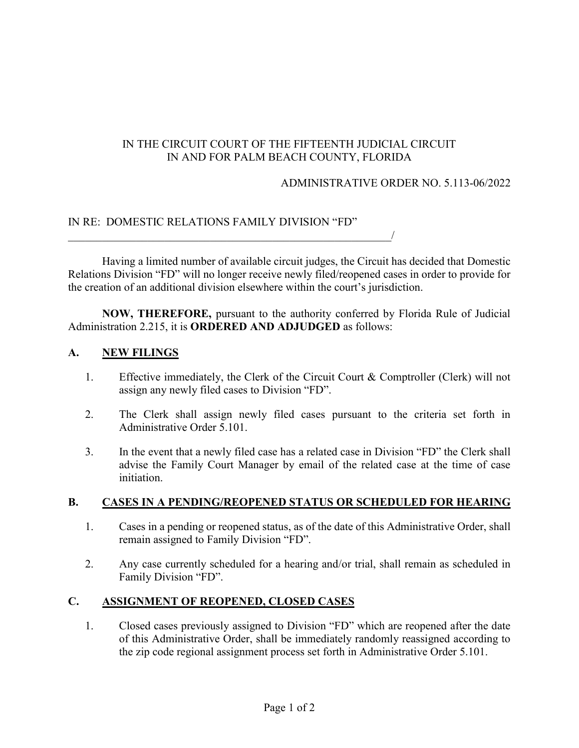IN THE CIRCUIT COURT OF THE FIFTEENTH JUDICIAL CIRCUIT
IN AND FOR PALM BEACH COUNTY, FLORIDA

ADMINISTRATIVE ORDER NO. 5.113-06/2022

IN RE: DOMESTIC RELATIONS FAMILY DIVISION "FD"
_____________________________________________/

Having a limited number of available circuit judges, the Circuit has decided that Domestic Relations Division "FD" will no longer receive newly filed/reopened cases in order to provide for the creation of an additional division elsewhere within the court's jurisdiction.

**NOW, THEREFORE,** pursuant to the authority conferred by Florida Rule of Judicial Administration 2.215, it is **ORDERED AND ADJUDGED** as follows:

## A. NEW FILINGS

1. Effective immediately, the Clerk of the Circuit Court & Comptroller (Clerk) will not assign any newly filed cases to Division "FD".

2. The Clerk shall assign newly filed cases pursuant to the criteria set forth in Administrative Order 5.101.

3. In the event that a newly filed case has a related case in Division "FD" the Clerk shall advise the Family Court Manager by email of the related case at the time of case initiation.

## B. CASES IN A PENDING/REOPENED STATUS OR SCHEDULED FOR HEARING

1. Cases in a pending or reopened status, as of the date of this Administrative Order, shall remain assigned to Family Division "FD".

2. Any case currently scheduled for a hearing and/or trial, shall remain as scheduled in Family Division "FD".

## C. ASSIGNMENT OF REOPENED, CLOSED CASES

1. Closed cases previously assigned to Division "FD" which are reopened after the date of this Administrative Order, shall be immediately randomly reassigned according to the zip code regional assignment process set forth in Administrative Order 5.101.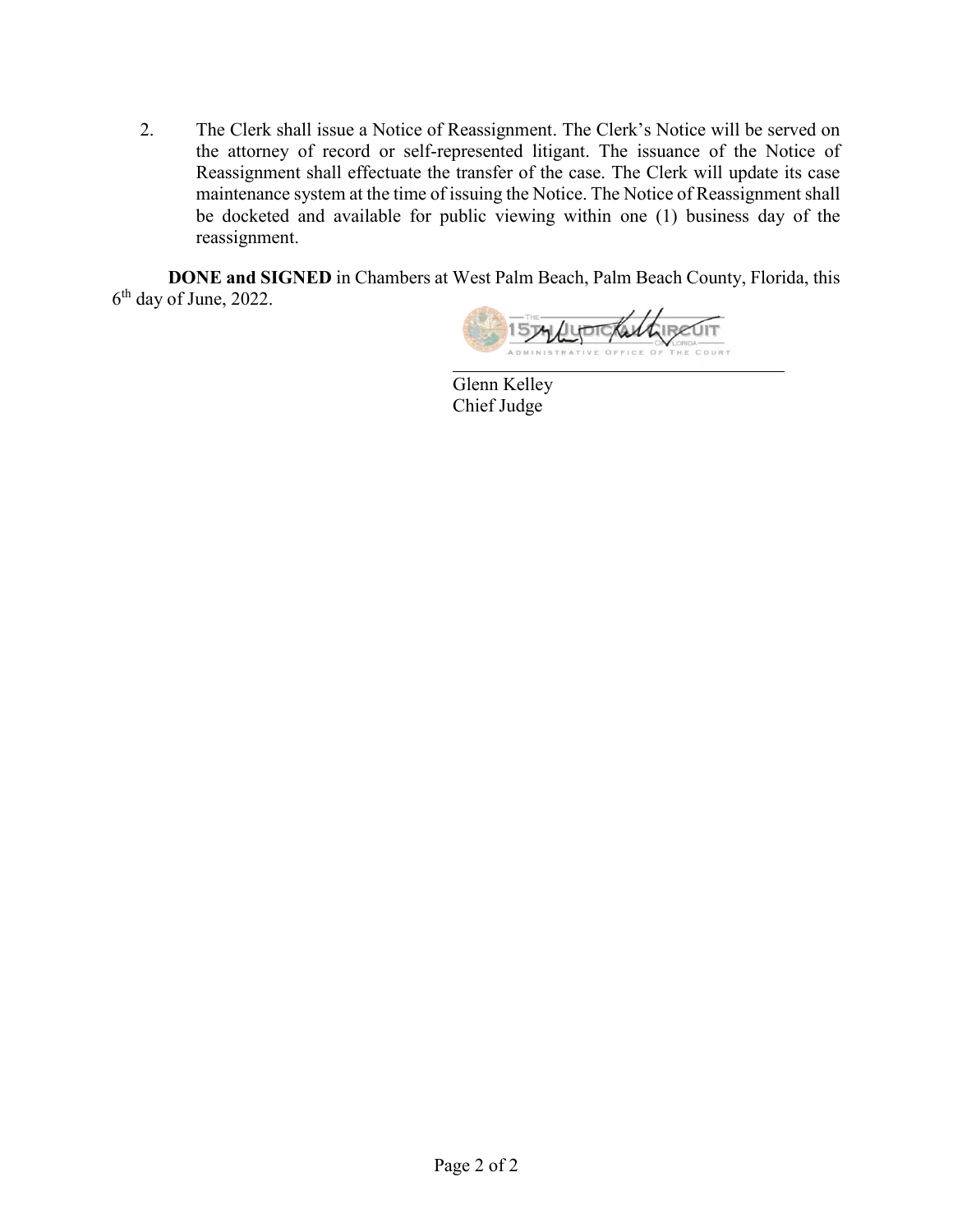2. The Clerk shall issue a Notice of Reassignment. The Clerk's Notice will be served on the attorney of record or self-represented litigant. The issuance of the Notice of Reassignment shall effectuate the transfer of the case. The Clerk will update its case maintenance system at the time of issuing the Notice. The Notice of Reassignment shall be docketed and available for public viewing within one (1) business day of the reassignment.

**DONE and SIGNED** in Chambers at West Palm Beach, Palm Beach County, Florida, this 6th day of June, 2022.

Glenn Kelley
Chief Judge